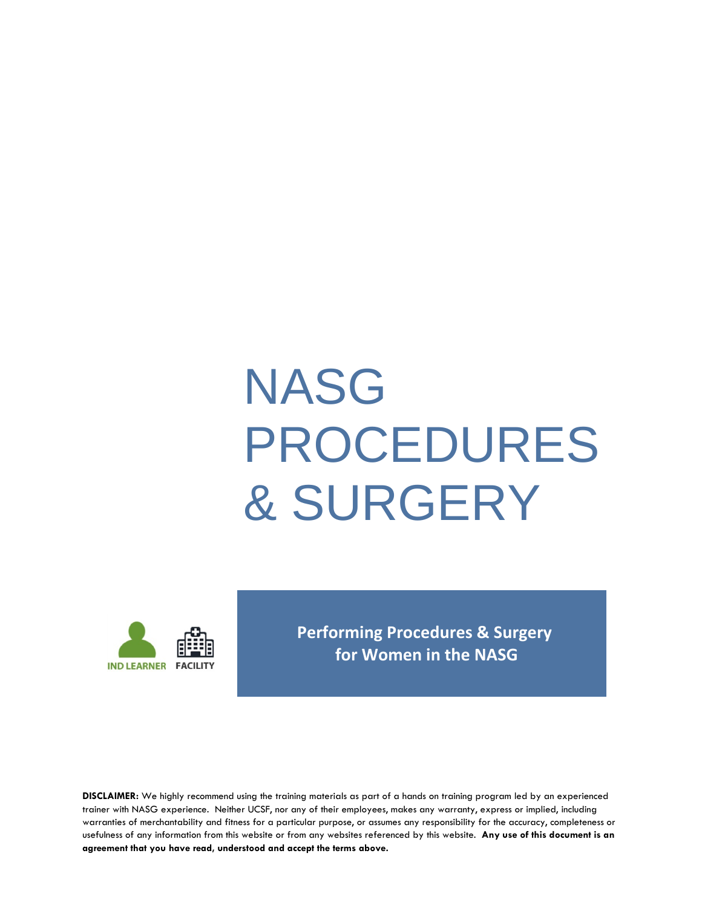# NASG PROCEDURES & SURGERY

IND LEARNER FACILITY

**Performing Procedures & Surgery for Women in the NASG**

**DISCLAIMER:** We highly recommend using the training materials as part of a hands on training program led by an experienced trainer with NASG experience. Neither UCSF, nor any of their employees, makes any warranty, express or implied, including warranties of merchantability and fitness for a particular purpose, or assumes any responsibility for the accuracy, completeness or usefulness of any information from this website or from any websites referenced by this website. **Any use of this document is an agreement that you have read, understood and accept the terms above.**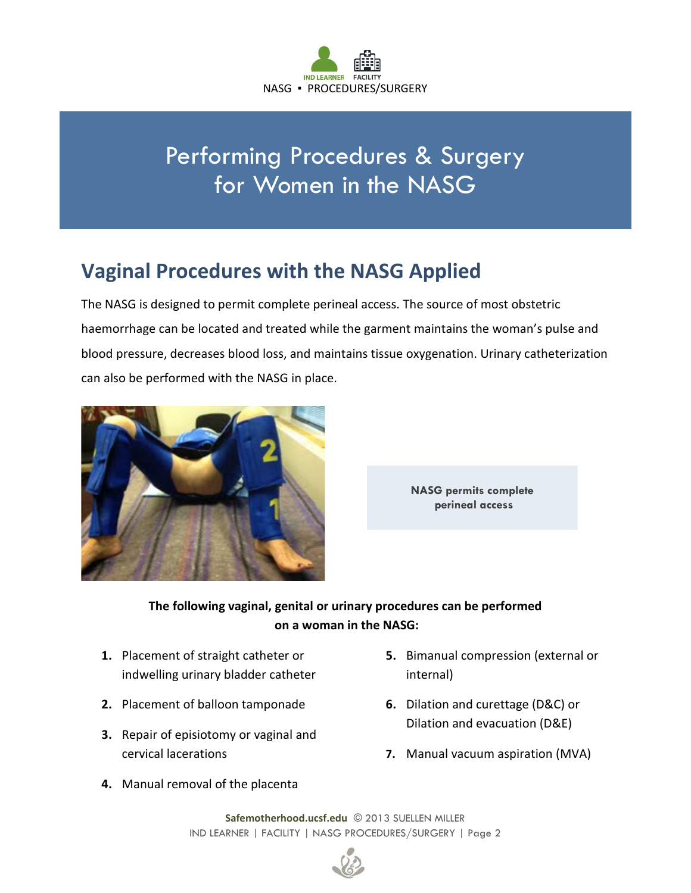# Performing Procedures & Surgery for Women in the NASG

## Vaginal Procedures with the NASG Applied

The NASG is designed to permit complete perineal access. The source of most obstetric haemorrhage can be located and treated while the garment maintains the woman's pulse and blood pressure, decreases blood loss, and maintains tissue oxygenation. Urinary catheterization can also be performed with the NASG in place.

**NASG permits complete perineal access**

**The following vaginal, genital or urinary procedures can be performed on a woman in the NASG:**

1. Placement of straight catheter or indwelling urinary bladder catheter
2. Placement of balloon tamponade
3. Repair of episiotomy or vaginal and cervical lacerations
4. Manual removal of the placenta
5. Bimanual compression (external or internal)
6. Dilation and curettage (D&C) or Dilation and evacuation (D&E)
7. Manual vacuum aspiration (MVA)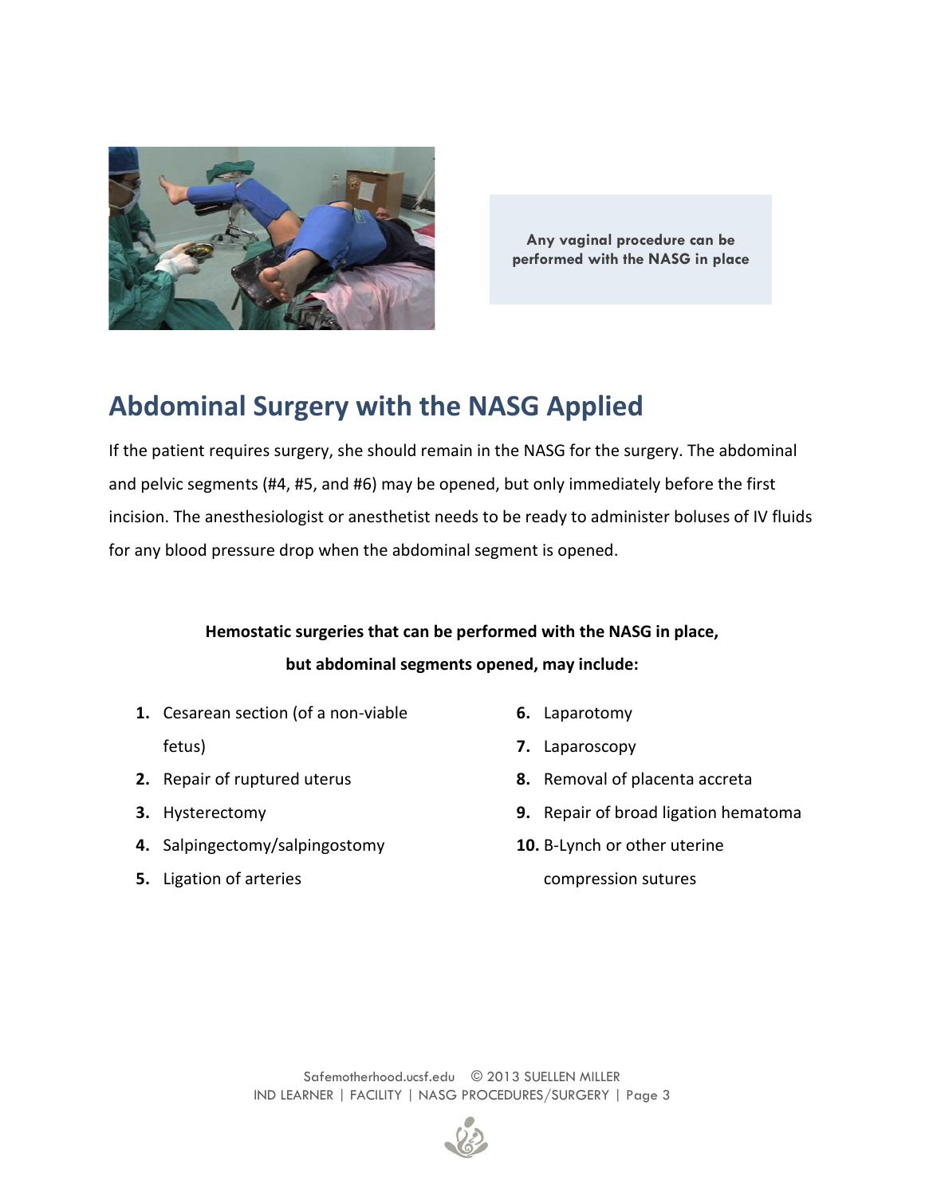Any vaginal procedure can be performed with the NASG in place

## Abdominal Surgery with the NASG Applied

If the patient requires surgery, she should remain in the NASG for the surgery. The abdominal and pelvic segments (#4, #5, and #6) may be opened, but only immediately before the first incision. The anesthesiologist or anesthetist needs to be ready to administer boluses of IV fluids for any blood pressure drop when the abdominal segment is opened.

**Hemostatic surgeries that can be performed with the NASG in place, but abdominal segments opened, may include:**

1. Cesarean section (of a non-viable fetus)
2. Repair of ruptured uterus
3. Hysterectomy
4. Salpingectomy/salpingostomy
5. Ligation of arteries
6. Laparotomy
7. Laparoscopy
8. Removal of placenta accreta
9. Repair of broad ligation hematoma
10. B-Lynch or other uterine compression sutures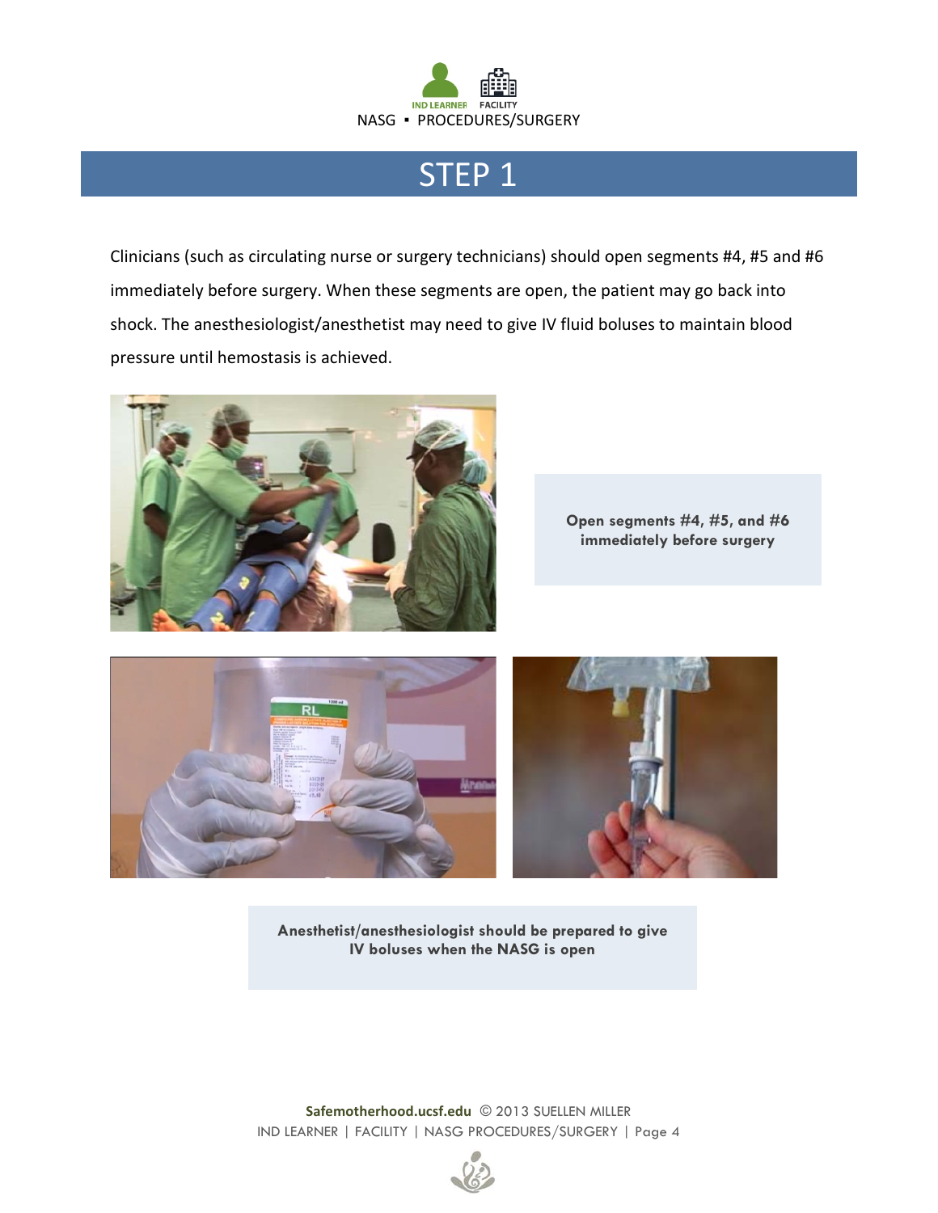# STEP 1

Clinicians (such as circulating nurse or surgery technicians) should open segments #4, #5 and #6 immediately before surgery. When these segments are open, the patient may go back into shock. The anesthesiologist/anesthetist may need to give IV fluid boluses to maintain blood pressure until hemostasis is achieved.

**Open segments #4, #5, and #6 immediately before surgery**

**Anesthetist/anesthesiologist should be prepared to give IV boluses when the NASG is open**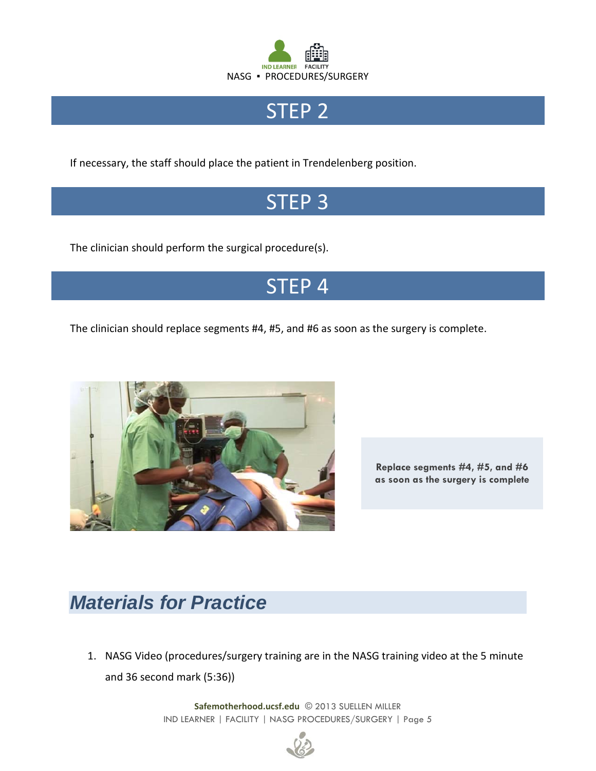# STEP 2

If necessary, the staff should place the patient in Trendelenberg position.

# STEP 3

The clinician should perform the surgical procedure(s).

# STEP 4

The clinician should replace segments #4, #5, and #6 as soon as the surgery is complete.

**Replace segments #4, #5, and #6 as soon as the surgery is complete**

## *Materials for Practice*

1. NASG Video (procedures/surgery training are in the NASG training video at the 5 minute and 36 second mark (5:36))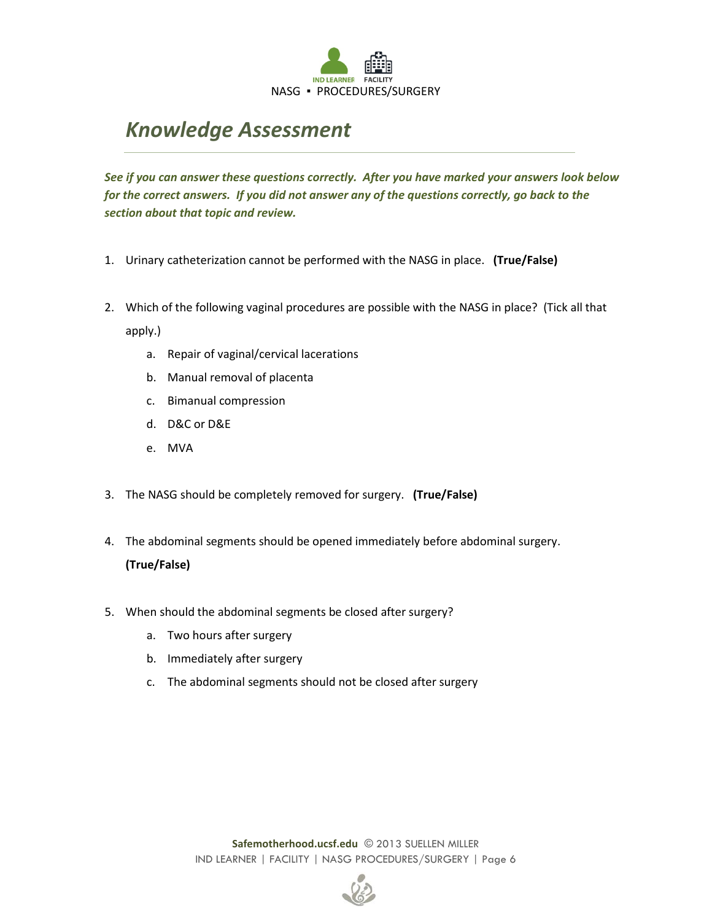# *Knowledge Assessment*

***See if you can answer these questions correctly. After you have marked your answers look below for the correct answers. If you did not answer any of the questions correctly, go back to the section about that topic and review.***

1. Urinary catheterization cannot be performed with the NASG in place. **(True/False)**

2. Which of the following vaginal procedures are possible with the NASG in place? (Tick all that apply.)
   a. Repair of vaginal/cervical lacerations
   b. Manual removal of placenta
   c. Bimanual compression
   d. D&C or D&E
   e. MVA

3. The NASG should be completely removed for surgery. **(True/False)**

4. The abdominal segments should be opened immediately before abdominal surgery. **(True/False)**

5. When should the abdominal segments be closed after surgery?
   a. Two hours after surgery
   b. Immediately after surgery
   c. The abdominal segments should not be closed after surgery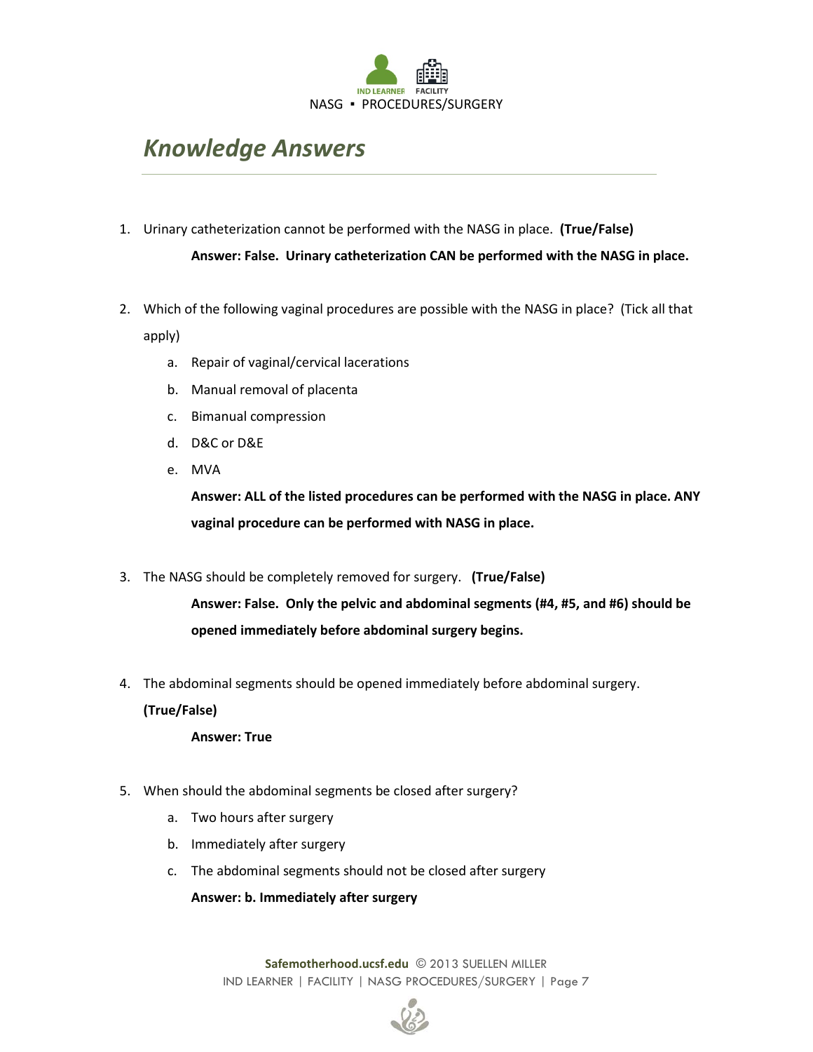## *Knowledge Answers*

1. Urinary catheterization cannot be performed with the NASG in place. **(True/False)**

   **Answer: False. Urinary catheterization CAN be performed with the NASG in place.**

2. Which of the following vaginal procedures are possible with the NASG in place? (Tick all that apply)

   a. Repair of vaginal/cervical lacerations

   b. Manual removal of placenta

   c. Bimanual compression

   d. D&C or D&E

   e. MVA

   **Answer: ALL of the listed procedures can be performed with the NASG in place. ANY vaginal procedure can be performed with NASG in place.**

3. The NASG should be completely removed for surgery. **(True/False)**

   **Answer: False. Only the pelvic and abdominal segments (#4, #5, and #6) should be opened immediately before abdominal surgery begins.**

4. The abdominal segments should be opened immediately before abdominal surgery. **(True/False)**

   **Answer: True**

5. When should the abdominal segments be closed after surgery?

   a. Two hours after surgery

   b. Immediately after surgery

   c. The abdominal segments should not be closed after surgery

   **Answer: b. Immediately after surgery**